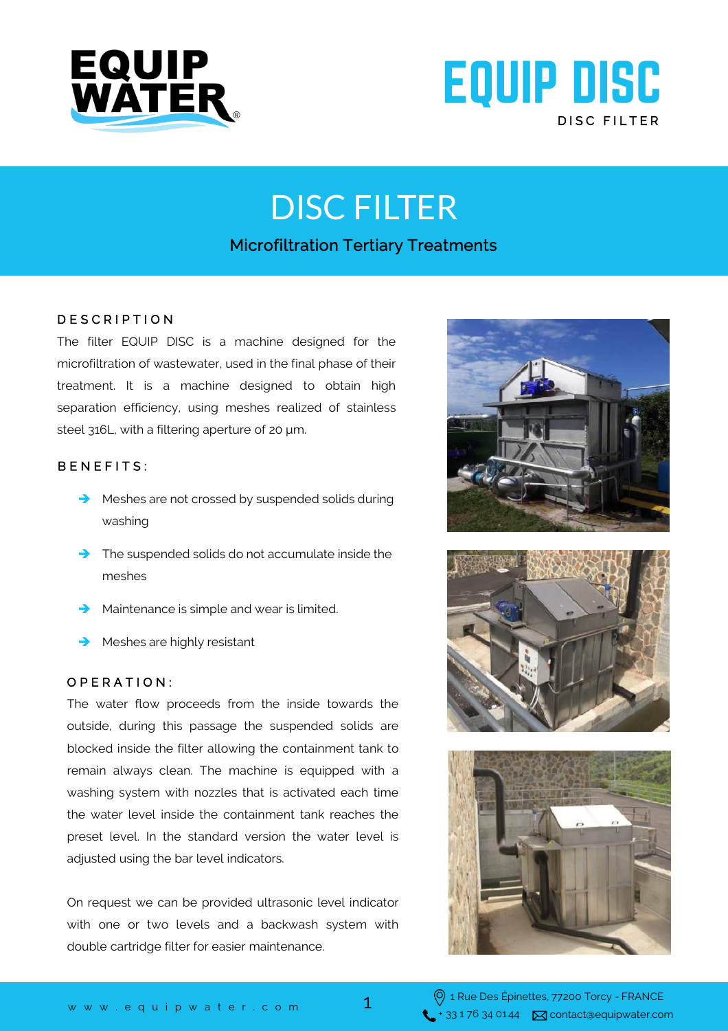# EQUIP DISC

DISC FILTER

# DISC FILTER

## Microfiltration Tertiary Treatments

### DESCRIPTION

The filter EQUIP DISC is a machine designed for the microfiltration of wastewater, used in the final phase of their treatment. It is a machine designed to obtain high separation efficiency, using meshes realized of stainless steel 316L, with a filtering aperture of 20 µm.

### BENEFITS:

- Meshes are not crossed by suspended solids during washing
- The suspended solids do not accumulate inside the meshes
- Maintenance is simple and wear is limited.
- Meshes are highly resistant

### OPERATION:

The water flow proceeds from the inside towards the outside, during this passage the suspended solids are blocked inside the filter allowing the containment tank to remain always clean. The machine is equipped with a washing system with nozzles that is activated each time the water level inside the containment tank reaches the preset level. In the standard version the water level is adjusted using the bar level indicators.

On request we can be provided ultrasonic level indicator with one or two levels and a backwash system with double cartridge filter for easier maintenance.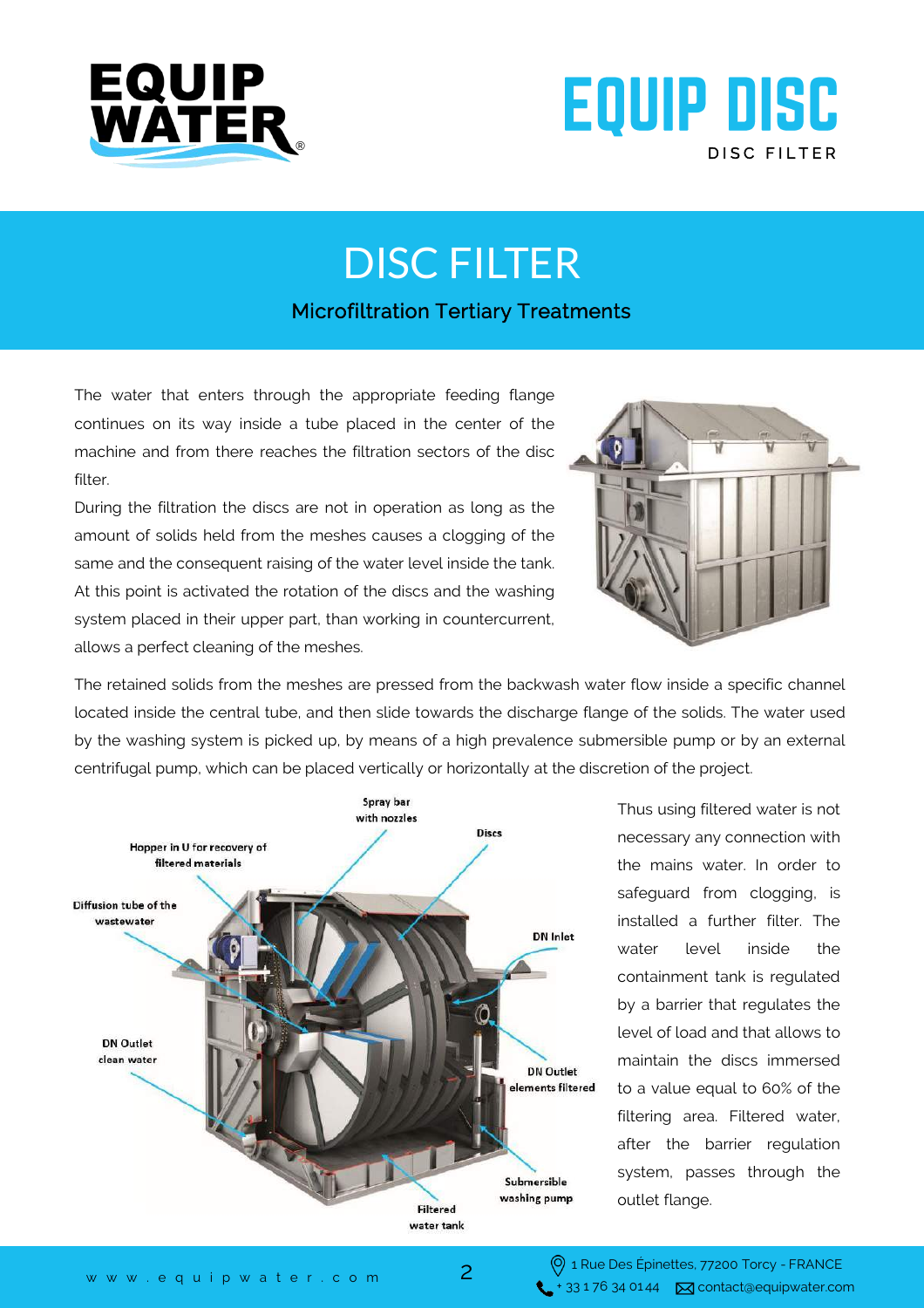# DISC FILTER

## Microfiltration Tertiary Treatments

The water that enters through the appropriate feeding flange continues on its way inside a tube placed in the center of the machine and from there reaches the filtration sectors of the disc filter.

During the filtration the discs are not in operation as long as the amount of solids held from the meshes causes a clogging of the same and the consequent raising of the water level inside the tank. At this point is activated the rotation of the discs and the washing system placed in their upper part, than working in countercurrent, allows a perfect cleaning of the meshes.

The retained solids from the meshes are pressed from the backwash water flow inside a specific channel located inside the central tube, and then slide towards the discharge flange of the solids. The water used by the washing system is picked up, by means of a high prevalence submersible pump or by an external centrifugal pump, which can be placed vertically or horizontally at the discretion of the project.

Thus using filtered water is not necessary any connection with the mains water. In order to safeguard from clogging, is installed a further filter. The water level inside the containment tank is regulated by a barrier that regulates the level of load and that allows to maintain the discs immersed to a value equal to 60% of the filtering area. Filtered water, after the barrier regulation system, passes through the outlet flange.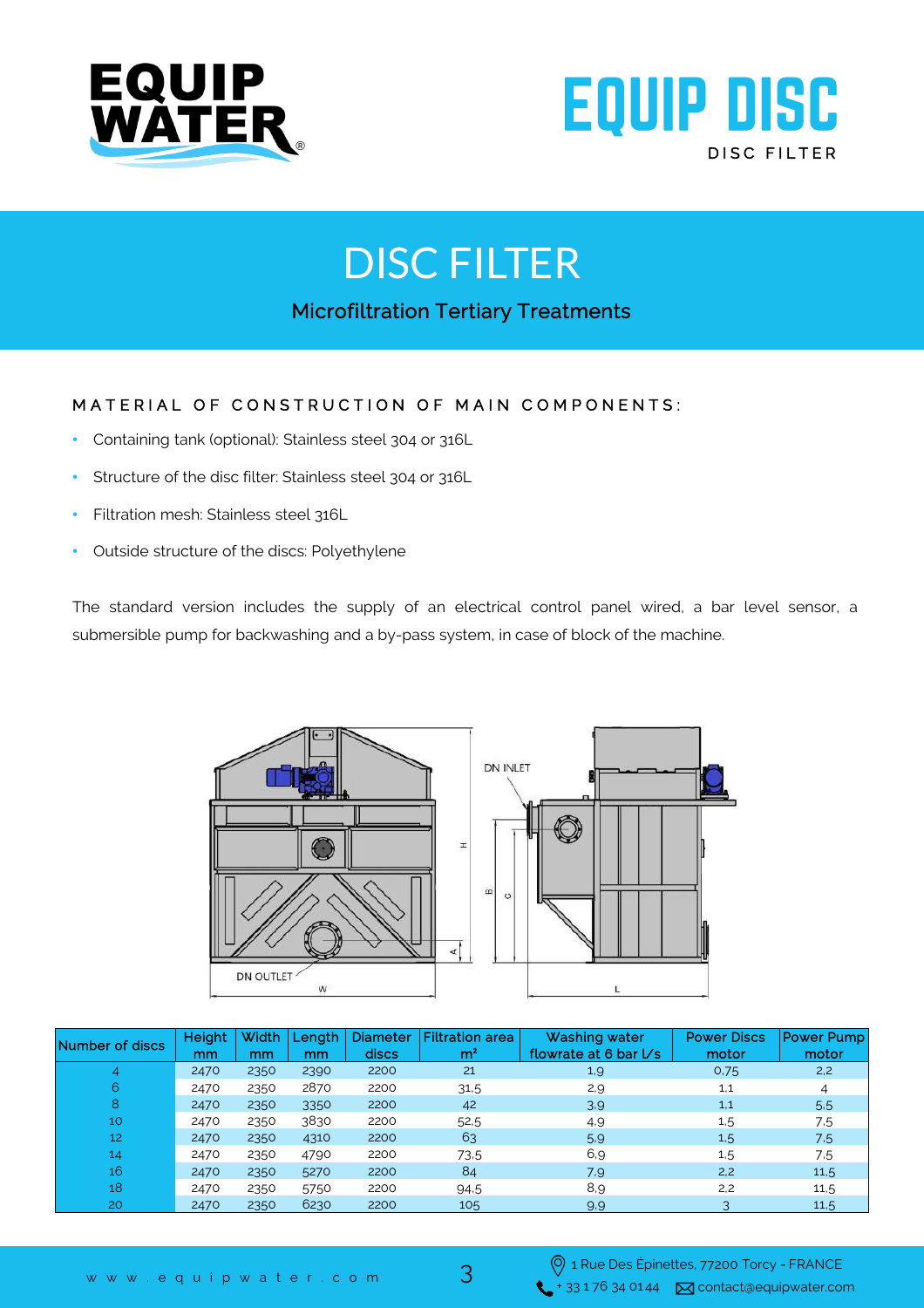# EQUIP WATER

# EQUIP DISC

DISC FILTER

# DISC FILTER

## Microfiltration Tertiary Treatments

### MATERIAL OF CONSTRUCTION OF MAIN COMPONENTS:

- Containing tank (optional): Stainless steel 304 or 316L
- Structure of the disc filter: Stainless steel 304 or 316L
- Filtration mesh: Stainless steel 316L
- Outside structure of the discs: Polyethylene

The standard version includes the supply of an electrical control panel wired, a bar level sensor, a submersible pump for backwashing and a by-pass system, in case of block of the machine.

DN INLET

H

B

C

A

DN OUTLET

W

L

| Number of discs | Height mm | Width mm | Length mm | Diameter discs | Filtration area m² | Washing water flowrate at 6 bar l/s | Power Discs motor | Power Pump motor |
|---|---|---|---|---|---|---|---|---|
| 4 | 2470 | 2350 | 2390 | 2200 | 21 | 1,9 | 0,75 | 2,2 |
| 6 | 2470 | 2350 | 2870 | 2200 | 31,5 | 2,9 | 1,1 | 4 |
| 8 | 2470 | 2350 | 3350 | 2200 | 42 | 3,9 | 1,1 | 5,5 |
| 10 | 2470 | 2350 | 3830 | 2200 | 52,5 | 4,9 | 1,5 | 7,5 |
| 12 | 2470 | 2350 | 4310 | 2200 | 63 | 5,9 | 1,5 | 7,5 |
| 14 | 2470 | 2350 | 4790 | 2200 | 73,5 | 6,9 | 1,5 | 7,5 |
| 16 | 2470 | 2350 | 5270 | 2200 | 84 | 7,9 | 2,2 | 11,5 |
| 18 | 2470 | 2350 | 5750 | 2200 | 94,5 | 8,9 | 2,2 | 11,5 |
| 20 | 2470 | 2350 | 6230 | 2200 | 105 | 9,9 | 3 | 11,5 |

www.equipwater.com

1 Rue Des Épinettes, 77200 Torcy - FRANCE

+ 33 1 76 34 01 44 contact@equipwater.com